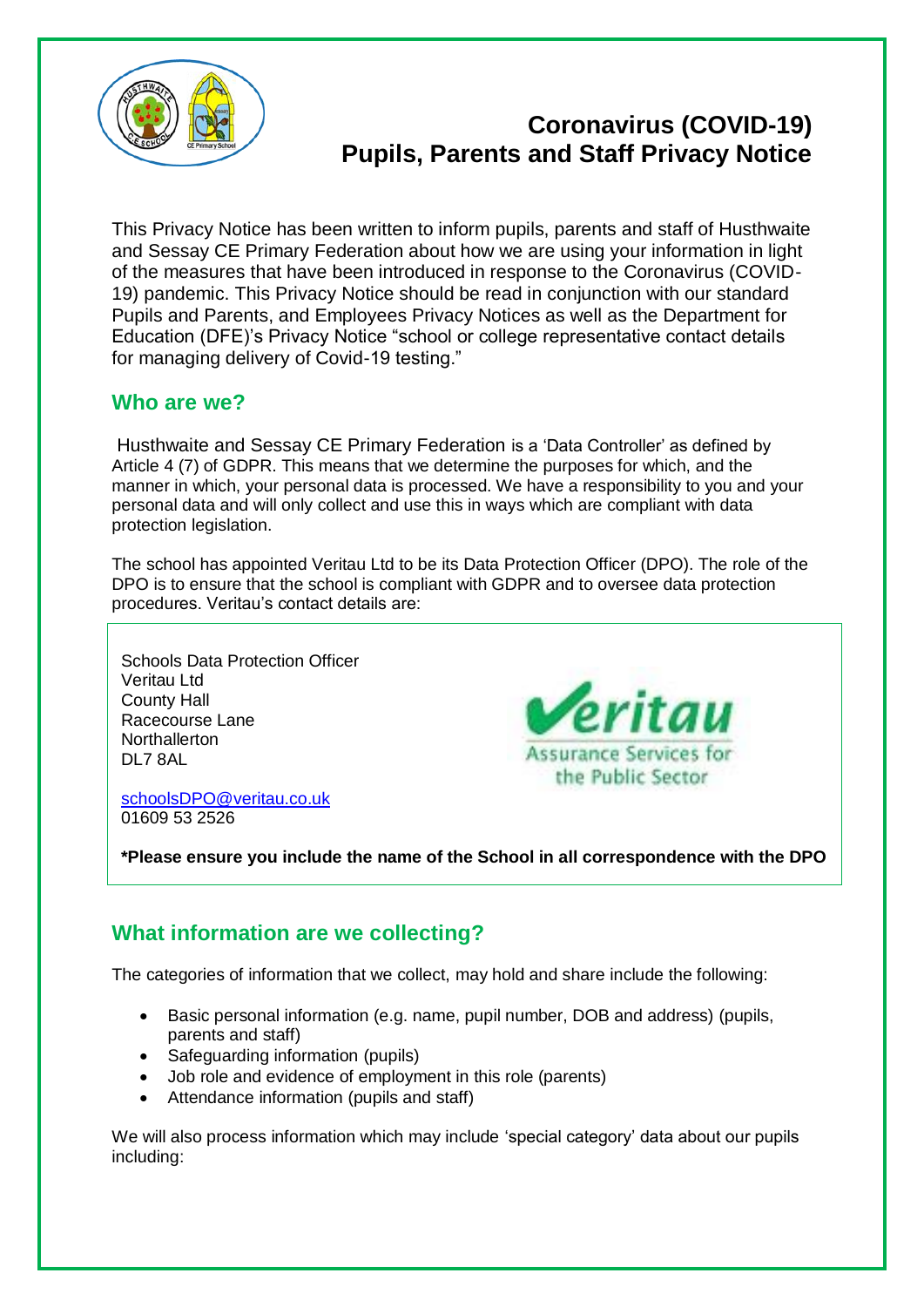# Coronavirus (COVID-19)
# Pupils, Parents and Staff Privacy Notice

This Privacy Notice has been written to inform pupils, parents and staff of Husthwaite and Sessay CE Primary Federation about how we are using your information in light of the measures that have been introduced in response to the Coronavirus (COVID-19) pandemic. This Privacy Notice should be read in conjunction with our standard Pupils and Parents, and Employees Privacy Notices as well as the Department for Education (DFE)'s Privacy Notice "school or college representative contact details for managing delivery of Covid-19 testing."

## Who are we?

Husthwaite and Sessay CE Primary Federation is a 'Data Controller' as defined by Article 4 (7) of GDPR. This means that we determine the purposes for which, and the manner in which, your personal data is processed. We have a responsibility to you and your personal data and will only collect and use this in ways which are compliant with data protection legislation.

The school has appointed Veritau Ltd to be its Data Protection Officer (DPO). The role of the DPO is to ensure that the school is compliant with GDPR and to oversee data protection procedures. Veritau's contact details are:

Schools Data Protection Officer
Veritau Ltd
County Hall
Racecourse Lane
Northallerton
DL7 8AL

schoolsDPO@veritau.co.uk
01609 53 2526

**\*Please ensure you include the name of the School in all correspondence with the DPO**

## What information are we collecting?

The categories of information that we collect, may hold and share include the following:

- Basic personal information (e.g. name, pupil number, DOB and address) (pupils, parents and staff)
- Safeguarding information (pupils)
- Job role and evidence of employment in this role (parents)
- Attendance information (pupils and staff)

We will also process information which may include 'special category' data about our pupils including: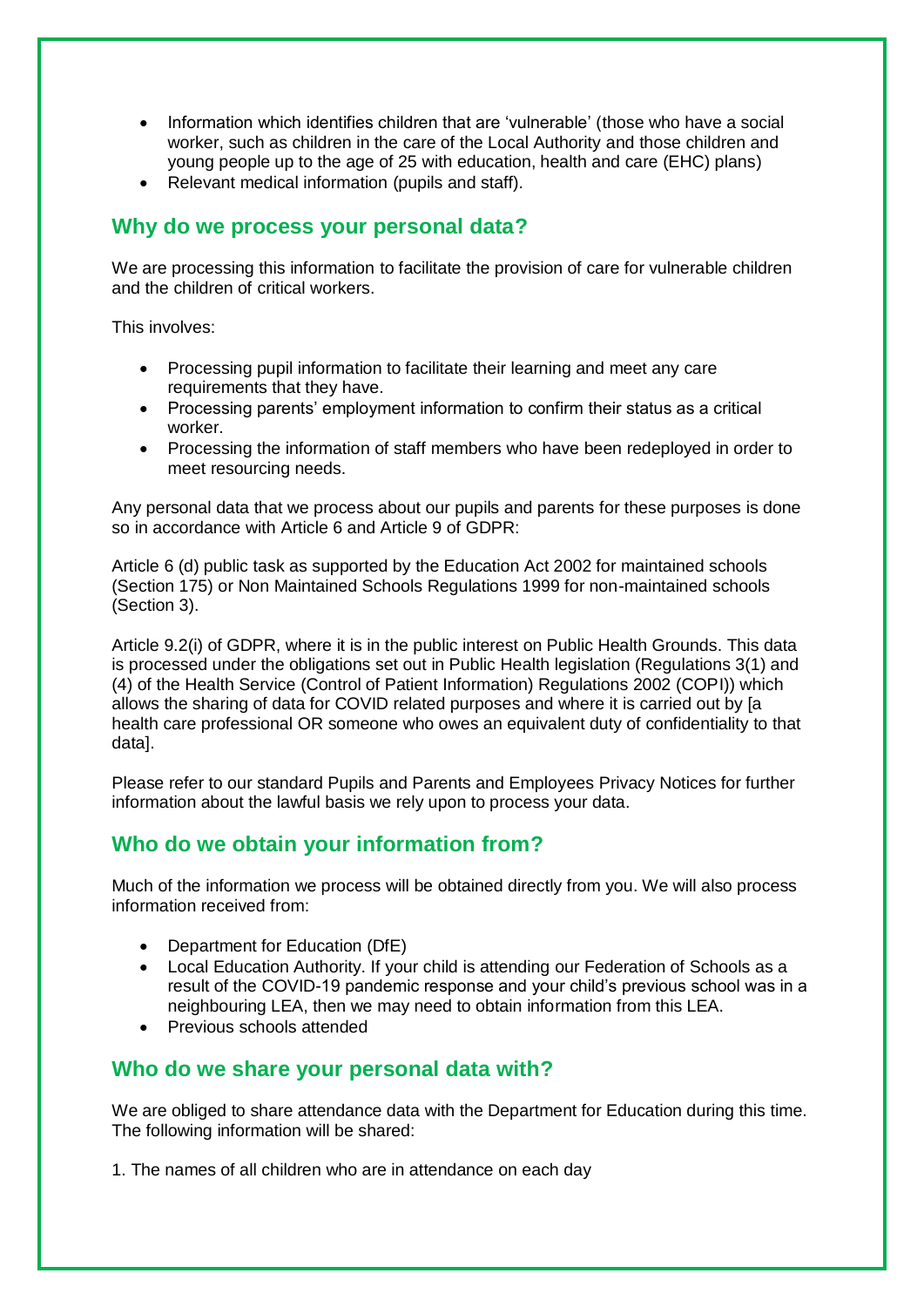- Information which identifies children that are 'vulnerable' (those who have a social worker, such as children in the care of the Local Authority and those children and young people up to the age of 25 with education, health and care (EHC) plans)
- Relevant medical information (pupils and staff).

## Why do we process your personal data?

We are processing this information to facilitate the provision of care for vulnerable children and the children of critical workers.

This involves:

- Processing pupil information to facilitate their learning and meet any care requirements that they have.
- Processing parents' employment information to confirm their status as a critical worker.
- Processing the information of staff members who have been redeployed in order to meet resourcing needs.

Any personal data that we process about our pupils and parents for these purposes is done so in accordance with Article 6 and Article 9 of GDPR:

Article 6 (d) public task as supported by the Education Act 2002 for maintained schools (Section 175) or Non Maintained Schools Regulations 1999 for non-maintained schools (Section 3).

Article 9.2(i) of GDPR, where it is in the public interest on Public Health Grounds. This data is processed under the obligations set out in Public Health legislation (Regulations 3(1) and (4) of the Health Service (Control of Patient Information) Regulations 2002 (COPI)) which allows the sharing of data for COVID related purposes and where it is carried out by [a health care professional OR someone who owes an equivalent duty of confidentiality to that data].

Please refer to our standard Pupils and Parents and Employees Privacy Notices for further information about the lawful basis we rely upon to process your data.

## Who do we obtain your information from?

Much of the information we process will be obtained directly from you. We will also process information received from:

- Department for Education (DfE)
- Local Education Authority. If your child is attending our Federation of Schools as a result of the COVID-19 pandemic response and your child's previous school was in a neighbouring LEA, then we may need to obtain information from this LEA.
- Previous schools attended

## Who do we share your personal data with?

We are obliged to share attendance data with the Department for Education during this time. The following information will be shared:

1. The names of all children who are in attendance on each day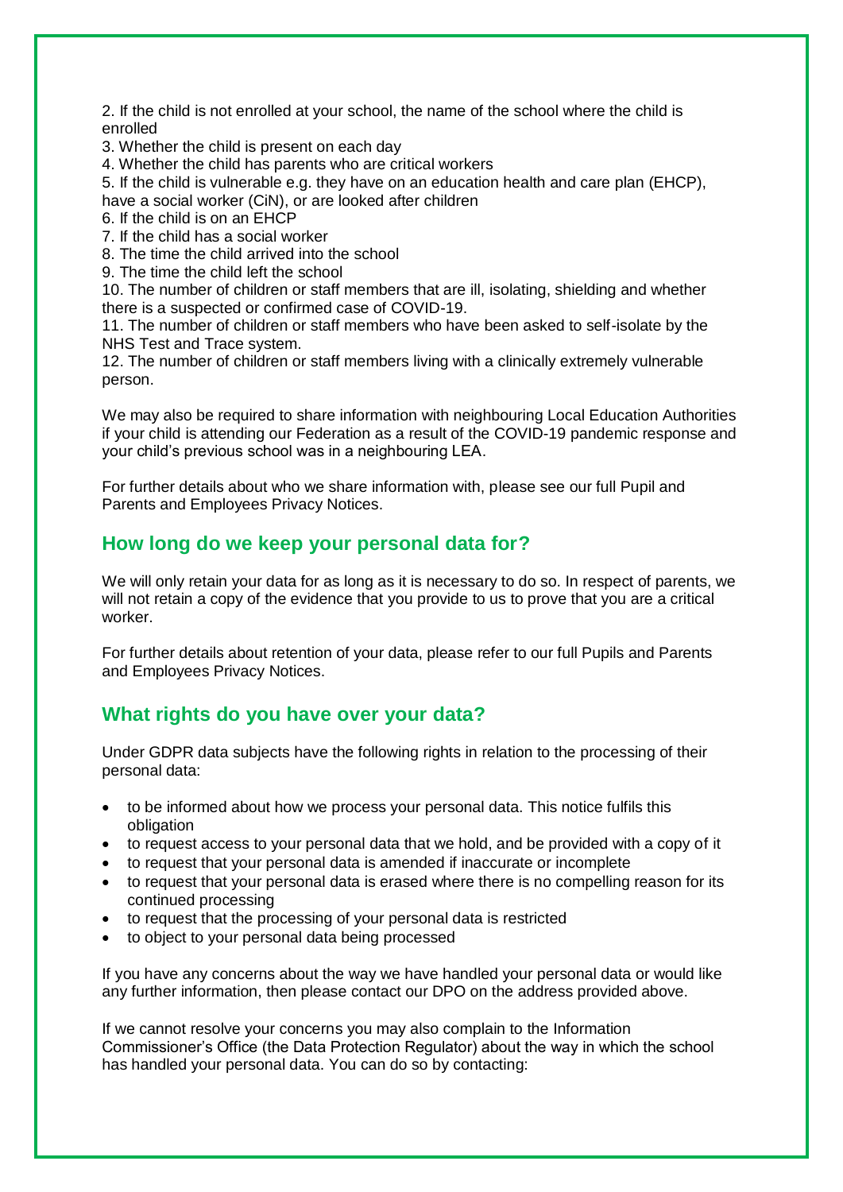2. If the child is not enrolled at your school, the name of the school where the child is enrolled
3. Whether the child is present on each day
4. Whether the child has parents who are critical workers
5. If the child is vulnerable e.g. they have on an education health and care plan (EHCP), have a social worker (CiN), or are looked after children
6. If the child is on an EHCP
7. If the child has a social worker
8. The time the child arrived into the school
9. The time the child left the school
10. The number of children or staff members that are ill, isolating, shielding and whether there is a suspected or confirmed case of COVID-19.
11. The number of children or staff members who have been asked to self-isolate by the NHS Test and Trace system.
12. The number of children or staff members living with a clinically extremely vulnerable person.

We may also be required to share information with neighbouring Local Education Authorities if your child is attending our Federation as a result of the COVID-19 pandemic response and your child's previous school was in a neighbouring LEA.

For further details about who we share information with, please see our full Pupil and Parents and Employees Privacy Notices.

## How long do we keep your personal data for?

We will only retain your data for as long as it is necessary to do so. In respect of parents, we will not retain a copy of the evidence that you provide to us to prove that you are a critical worker.

For further details about retention of your data, please refer to our full Pupils and Parents and Employees Privacy Notices.

## What rights do you have over your data?

Under GDPR data subjects have the following rights in relation to the processing of their personal data:

- to be informed about how we process your personal data. This notice fulfils this obligation
- to request access to your personal data that we hold, and be provided with a copy of it
- to request that your personal data is amended if inaccurate or incomplete
- to request that your personal data is erased where there is no compelling reason for its continued processing
- to request that the processing of your personal data is restricted
- to object to your personal data being processed

If you have any concerns about the way we have handled your personal data or would like any further information, then please contact our DPO on the address provided above.

If we cannot resolve your concerns you may also complain to the Information Commissioner's Office (the Data Protection Regulator) about the way in which the school has handled your personal data. You can do so by contacting: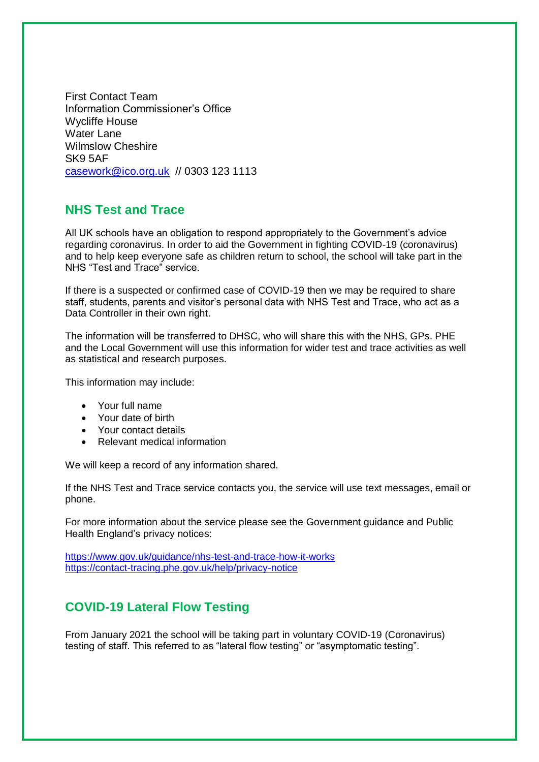First Contact Team
Information Commissioner's Office
Wycliffe House
Water Lane
Wilmslow Cheshire
SK9 5AF
casework@ico.org.uk // 0303 123 1113

## NHS Test and Trace

All UK schools have an obligation to respond appropriately to the Government's advice regarding coronavirus. In order to aid the Government in fighting COVID-19 (coronavirus) and to help keep everyone safe as children return to school, the school will take part in the NHS "Test and Trace" service.

If there is a suspected or confirmed case of COVID-19 then we may be required to share staff, students, parents and visitor's personal data with NHS Test and Trace, who act as a Data Controller in their own right.

The information will be transferred to DHSC, who will share this with the NHS, GPs. PHE and the Local Government will use this information for wider test and trace activities as well as statistical and research purposes.

This information may include:

- Your full name
- Your date of birth
- Your contact details
- Relevant medical information

We will keep a record of any information shared.

If the NHS Test and Trace service contacts you, the service will use text messages, email or phone.

For more information about the service please see the Government guidance and Public Health England's privacy notices:

https://www.gov.uk/guidance/nhs-test-and-trace-how-it-works
https://contact-tracing.phe.gov.uk/help/privacy-notice

## COVID-19 Lateral Flow Testing

From January 2021 the school will be taking part in voluntary COVID-19 (Coronavirus) testing of staff. This referred to as "lateral flow testing" or "asymptomatic testing".